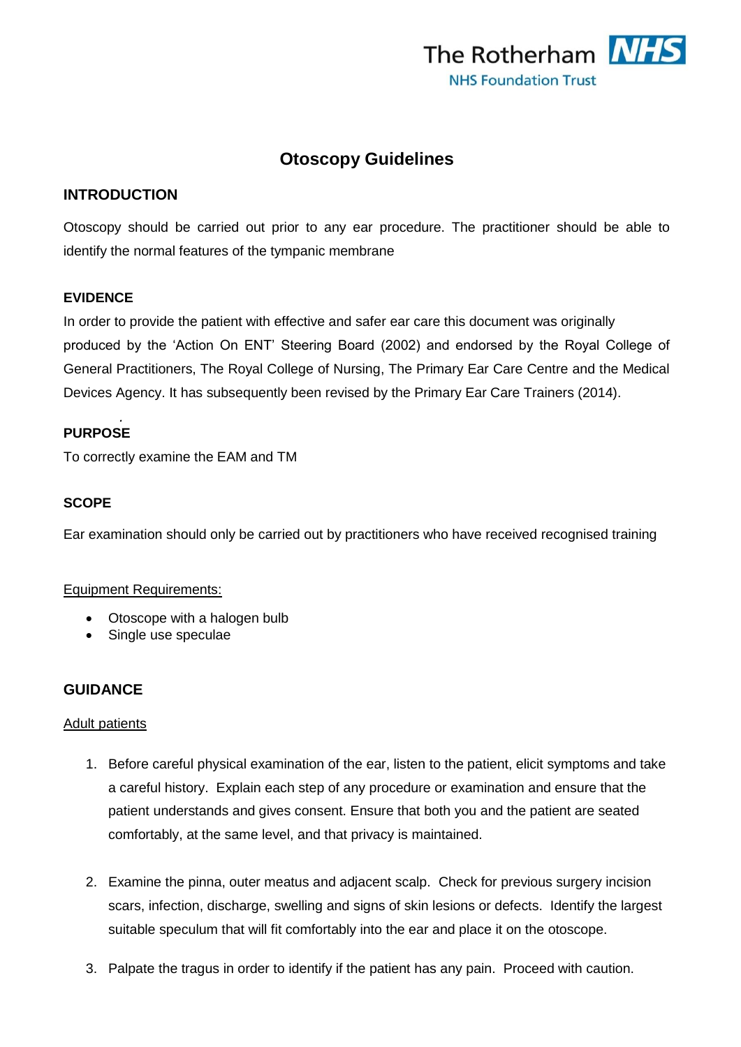# Otoscopy Guidelines

## INTRODUCTION

Otoscopy should be carried out prior to any ear procedure. The practitioner should be able to identify the normal features of the tympanic membrane

### EVIDENCE

In order to provide the patient with effective and safer ear care this document was originally produced by the 'Action On ENT' Steering Board (2002) and endorsed by the Royal College of General Practitioners, The Royal College of Nursing, The Primary Ear Care Centre and the Medical Devices Agency. It has subsequently been revised by the Primary Ear Care Trainers (2014).

### PURPOSE

To correctly examine the EAM and TM

### SCOPE

Ear examination should only be carried out by practitioners who have received recognised training

Equipment Requirements:

- Otoscope with a halogen bulb
- Single use speculae

## GUIDANCE

Adult patients

1. Before careful physical examination of the ear, listen to the patient, elicit symptoms and take a careful history. Explain each step of any procedure or examination and ensure that the patient understands and gives consent. Ensure that both you and the patient are seated comfortably, at the same level, and that privacy is maintained.

2. Examine the pinna, outer meatus and adjacent scalp. Check for previous surgery incision scars, infection, discharge, swelling and signs of skin lesions or defects. Identify the largest suitable speculum that will fit comfortably into the ear and place it on the otoscope.

3. Palpate the tragus in order to identify if the patient has any pain. Proceed with caution.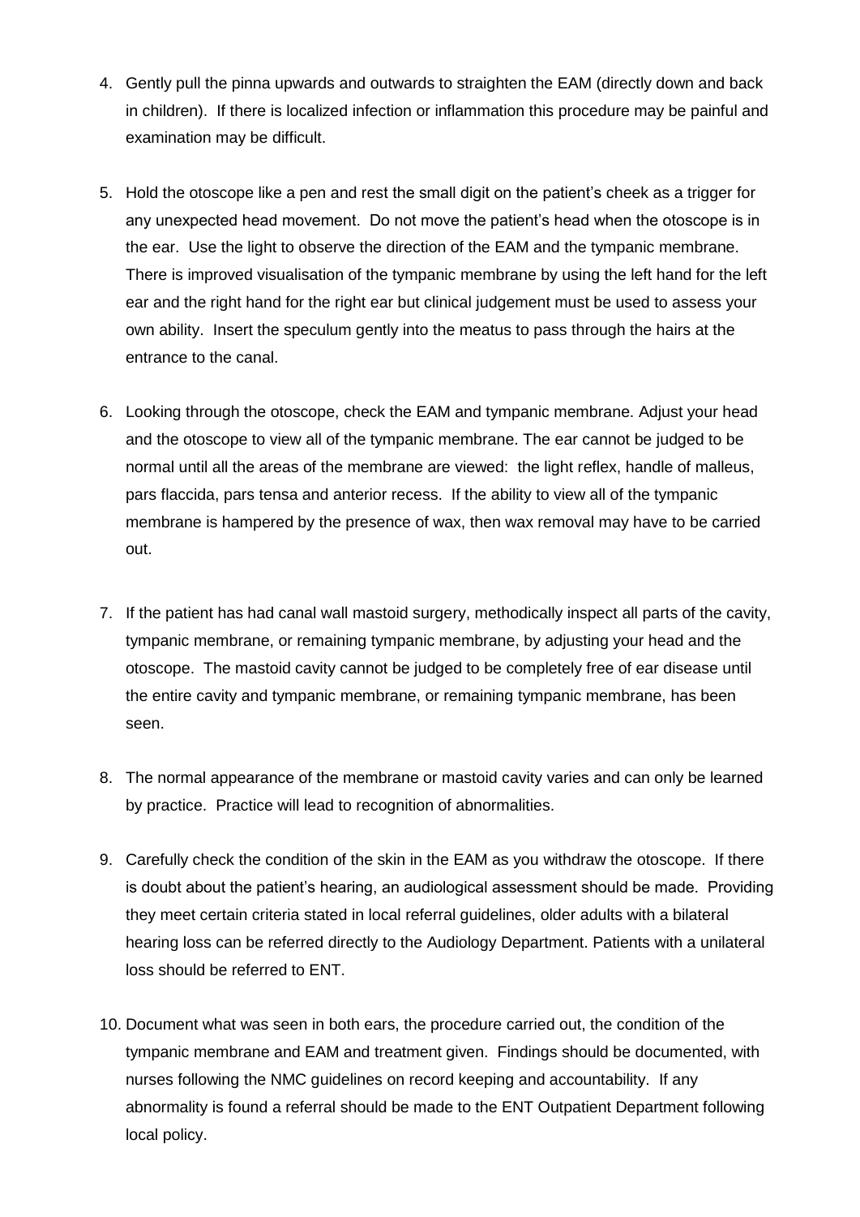4. Gently pull the pinna upwards and outwards to straighten the EAM (directly down and back in children). If there is localized infection or inflammation this procedure may be painful and examination may be difficult.

5. Hold the otoscope like a pen and rest the small digit on the patient's cheek as a trigger for any unexpected head movement. Do not move the patient's head when the otoscope is in the ear. Use the light to observe the direction of the EAM and the tympanic membrane. There is improved visualisation of the tympanic membrane by using the left hand for the left ear and the right hand for the right ear but clinical judgement must be used to assess your own ability. Insert the speculum gently into the meatus to pass through the hairs at the entrance to the canal.

6. Looking through the otoscope, check the EAM and tympanic membrane. Adjust your head and the otoscope to view all of the tympanic membrane. The ear cannot be judged to be normal until all the areas of the membrane are viewed: the light reflex, handle of malleus, pars flaccida, pars tensa and anterior recess. If the ability to view all of the tympanic membrane is hampered by the presence of wax, then wax removal may have to be carried out.

7. If the patient has had canal wall mastoid surgery, methodically inspect all parts of the cavity, tympanic membrane, or remaining tympanic membrane, by adjusting your head and the otoscope. The mastoid cavity cannot be judged to be completely free of ear disease until the entire cavity and tympanic membrane, or remaining tympanic membrane, has been seen.

8. The normal appearance of the membrane or mastoid cavity varies and can only be learned by practice. Practice will lead to recognition of abnormalities.

9. Carefully check the condition of the skin in the EAM as you withdraw the otoscope. If there is doubt about the patient's hearing, an audiological assessment should be made. Providing they meet certain criteria stated in local referral guidelines, older adults with a bilateral hearing loss can be referred directly to the Audiology Department. Patients with a unilateral loss should be referred to ENT.

10. Document what was seen in both ears, the procedure carried out, the condition of the tympanic membrane and EAM and treatment given. Findings should be documented, with nurses following the NMC guidelines on record keeping and accountability. If any abnormality is found a referral should be made to the ENT Outpatient Department following local policy.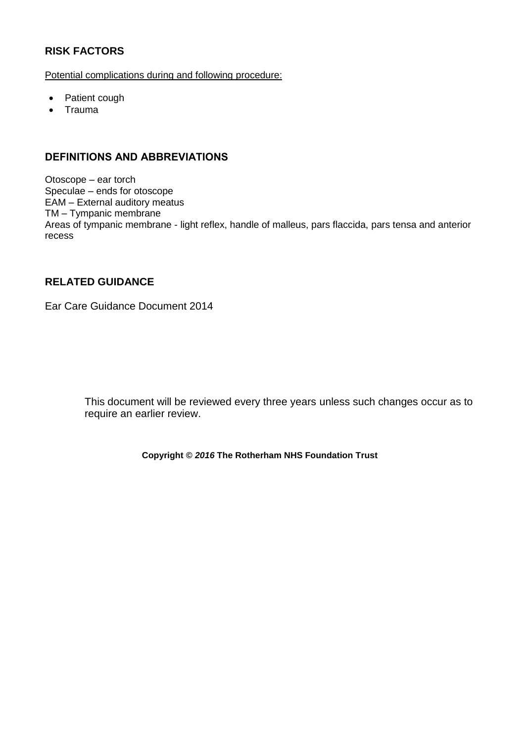## RISK FACTORS

Potential complications during and following procedure:

- Patient cough
- Trauma

## DEFINITIONS AND ABBREVIATIONS

Otoscope – ear torch
Speculae – ends for otoscope
EAM – External auditory meatus
TM – Tympanic membrane
Areas of tympanic membrane - light reflex, handle of malleus, pars flaccida, pars tensa and anterior recess

## RELATED GUIDANCE

Ear Care Guidance Document 2014

This document will be reviewed every three years unless such changes occur as to require an earlier review.

**Copyright © *2016* The Rotherham NHS Foundation Trust**